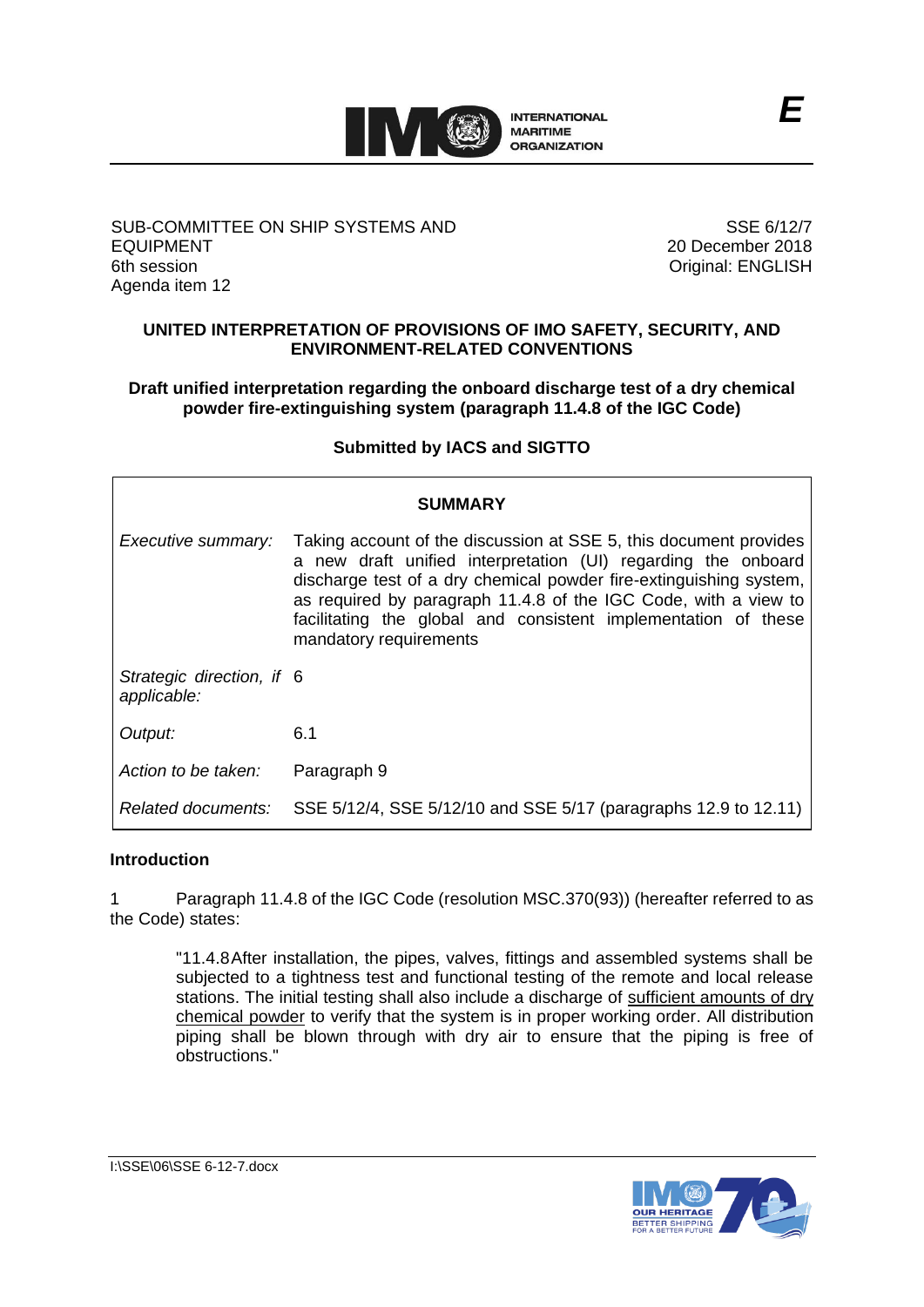E

SUB-COMMITTEE ON SHIP SYSTEMS AND EQUIPMENT
6th session
Agenda item 12

SSE 6/12/7
20 December 2018
Original: ENGLISH

## UNITED INTERPRETATION OF PROVISIONS OF IMO SAFETY, SECURITY, AND ENVIRONMENT-RELATED CONVENTIONS

### Draft unified interpretation regarding the onboard discharge test of a dry chemical powder fire-extinguishing system (paragraph 11.4.8 of the IGC Code)

**Submitted by IACS and SIGTTO**

| SUMMARY | |
|---|---|
| *Executive summary:* | Taking account of the discussion at SSE 5, this document provides a new draft unified interpretation (UI) regarding the onboard discharge test of a dry chemical powder fire-extinguishing system, as required by paragraph 11.4.8 of the IGC Code, with a view to facilitating the global and consistent implementation of these mandatory requirements |
| *Strategic direction, if applicable:* | 6 |
| *Output:* | 6.1 |
| *Action to be taken:* | Paragraph 9 |
| *Related documents:* | SSE 5/12/4, SSE 5/12/10 and SSE 5/17 (paragraphs 12.9 to 12.11) |

**Introduction**

1 Paragraph 11.4.8 of the IGC Code (resolution MSC.370(93)) (hereafter referred to as the Code) states:

> "11.4.8 After installation, the pipes, valves, fittings and assembled systems shall be subjected to a tightness test and functional testing of the remote and local release stations. The initial testing shall also include a discharge of <u>sufficient amounts of dry chemical powder</u> to verify that the system is in proper working order. All distribution piping shall be blown through with dry air to ensure that the piping is free of obstructions."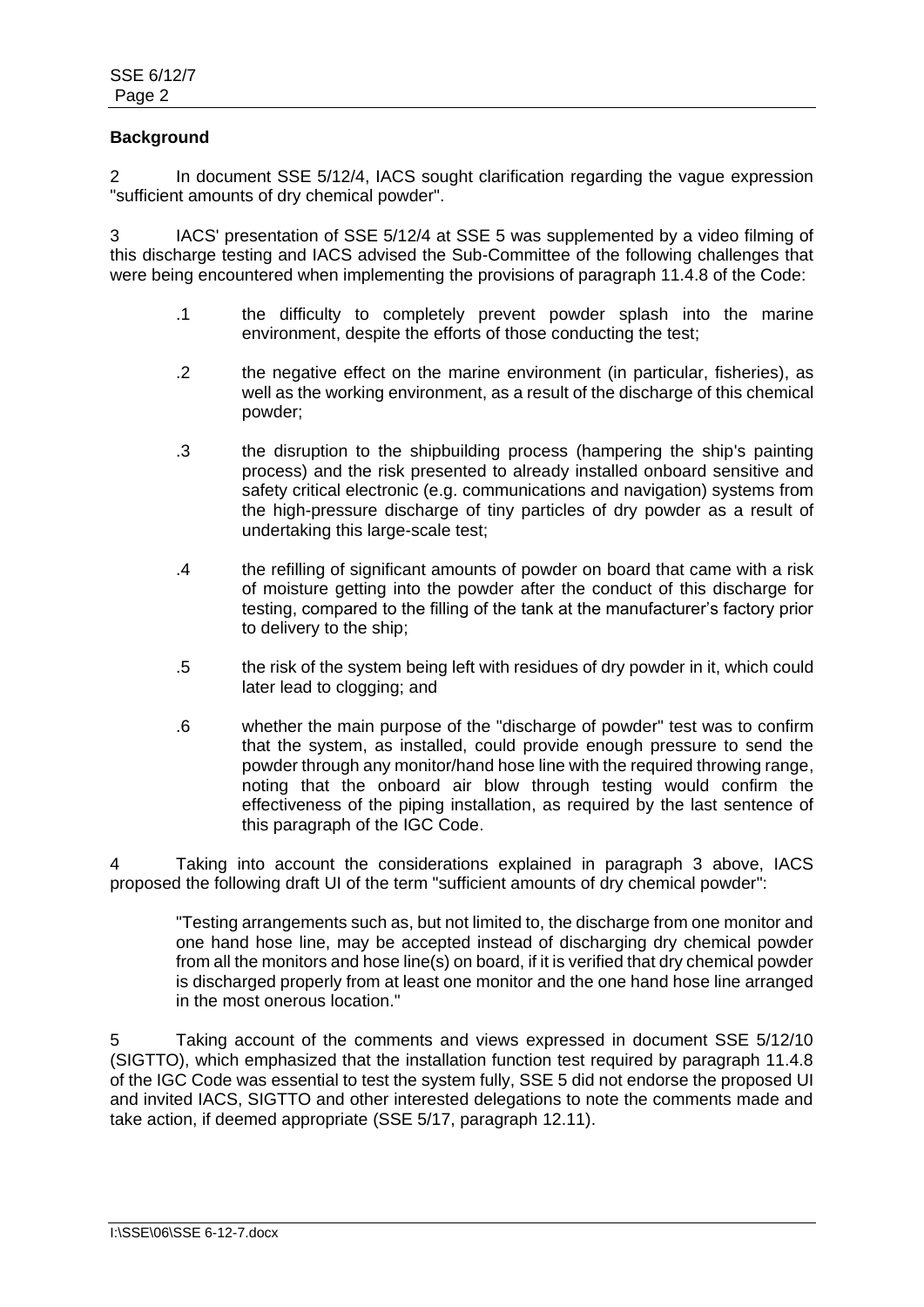**Background**

2 In document SSE 5/12/4, IACS sought clarification regarding the vague expression "sufficient amounts of dry chemical powder".

3 IACS' presentation of SSE 5/12/4 at SSE 5 was supplemented by a video filming of this discharge testing and IACS advised the Sub-Committee of the following challenges that were being encountered when implementing the provisions of paragraph 11.4.8 of the Code:

> .1 the difficulty to completely prevent powder splash into the marine environment, despite the efforts of those conducting the test;
>
> .2 the negative effect on the marine environment (in particular, fisheries), as well as the working environment, as a result of the discharge of this chemical powder;
>
> .3 the disruption to the shipbuilding process (hampering the ship's painting process) and the risk presented to already installed onboard sensitive and safety critical electronic (e.g. communications and navigation) systems from the high-pressure discharge of tiny particles of dry powder as a result of undertaking this large-scale test;
>
> .4 the refilling of significant amounts of powder on board that came with a risk of moisture getting into the powder after the conduct of this discharge for testing, compared to the filling of the tank at the manufacturer's factory prior to delivery to the ship;
>
> .5 the risk of the system being left with residues of dry powder in it, which could later lead to clogging; and
>
> .6 whether the main purpose of the "discharge of powder" test was to confirm that the system, as installed, could provide enough pressure to send the powder through any monitor/hand hose line with the required throwing range, noting that the onboard air blow through testing would confirm the effectiveness of the piping installation, as required by the last sentence of this paragraph of the IGC Code.

4 Taking into account the considerations explained in paragraph 3 above, IACS proposed the following draft UI of the term "sufficient amounts of dry chemical powder":

> "Testing arrangements such as, but not limited to, the discharge from one monitor and one hand hose line, may be accepted instead of discharging dry chemical powder from all the monitors and hose line(s) on board, if it is verified that dry chemical powder is discharged properly from at least one monitor and the one hand hose line arranged in the most onerous location."

5 Taking account of the comments and views expressed in document SSE 5/12/10 (SIGTTO), which emphasized that the installation function test required by paragraph 11.4.8 of the IGC Code was essential to test the system fully, SSE 5 did not endorse the proposed UI and invited IACS, SIGTTO and other interested delegations to note the comments made and take action, if deemed appropriate (SSE 5/17, paragraph 12.11).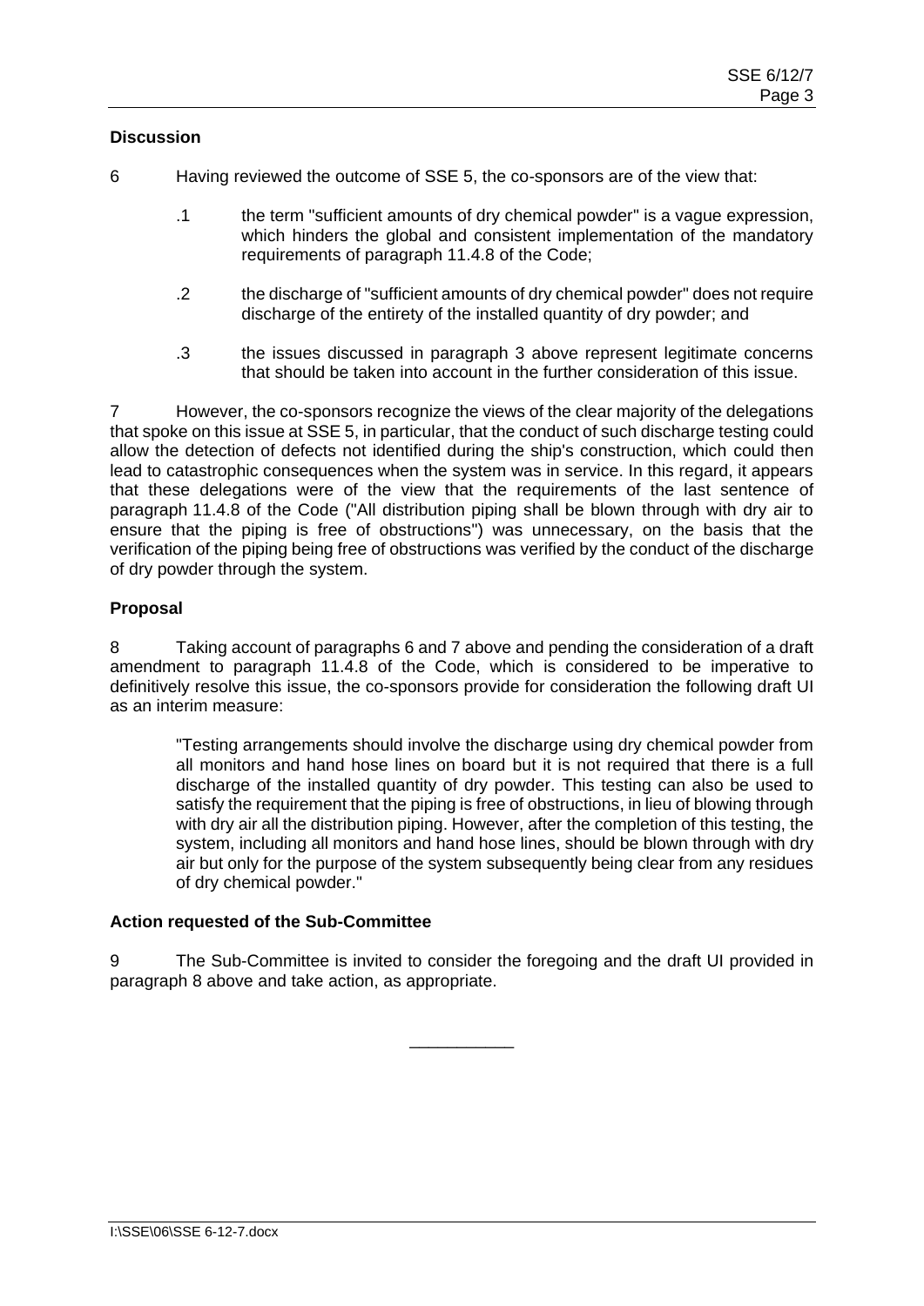**Discussion**

6 Having reviewed the outcome of SSE 5, the co-sponsors are of the view that:

.1 the term "sufficient amounts of dry chemical powder" is a vague expression, which hinders the global and consistent implementation of the mandatory requirements of paragraph 11.4.8 of the Code;

.2 the discharge of "sufficient amounts of dry chemical powder" does not require discharge of the entirety of the installed quantity of dry powder; and

.3 the issues discussed in paragraph 3 above represent legitimate concerns that should be taken into account in the further consideration of this issue.

7 However, the co-sponsors recognize the views of the clear majority of the delegations that spoke on this issue at SSE 5, in particular, that the conduct of such discharge testing could allow the detection of defects not identified during the ship's construction, which could then lead to catastrophic consequences when the system was in service. In this regard, it appears that these delegations were of the view that the requirements of the last sentence of paragraph 11.4.8 of the Code ("All distribution piping shall be blown through with dry air to ensure that the piping is free of obstructions") was unnecessary, on the basis that the verification of the piping being free of obstructions was verified by the conduct of the discharge of dry powder through the system.

**Proposal**

8 Taking account of paragraphs 6 and 7 above and pending the consideration of a draft amendment to paragraph 11.4.8 of the Code, which is considered to be imperative to definitively resolve this issue, the co-sponsors provide for consideration the following draft UI as an interim measure:

> "Testing arrangements should involve the discharge using dry chemical powder from all monitors and hand hose lines on board but it is not required that there is a full discharge of the installed quantity of dry powder. This testing can also be used to satisfy the requirement that the piping is free of obstructions, in lieu of blowing through with dry air all the distribution piping. However, after the completion of this testing, the system, including all monitors and hand hose lines, should be blown through with dry air but only for the purpose of the system subsequently being clear from any residues of dry chemical powder."

**Action requested of the Sub-Committee**

9 The Sub-Committee is invited to consider the foregoing and the draft UI provided in paragraph 8 above and take action, as appropriate.

___________